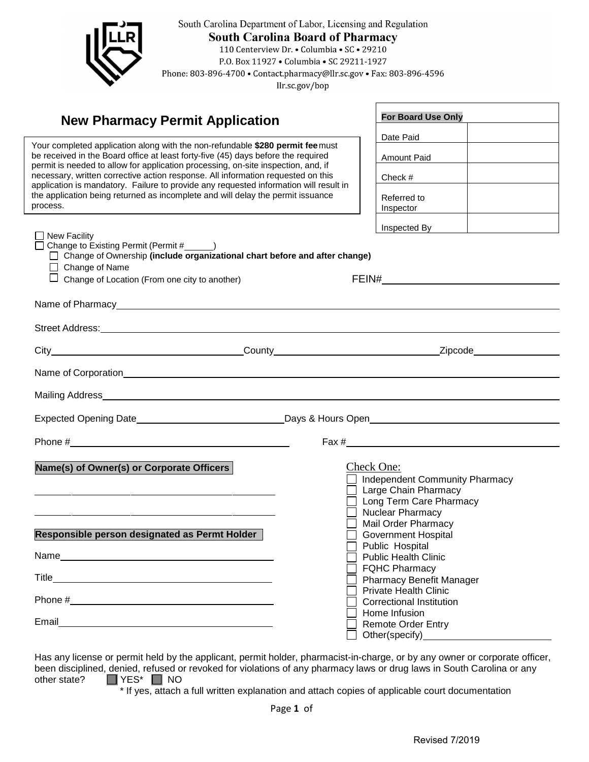South Carolina Department of Labor, Licensing and Regulation
**South Carolina Board of Pharmacy**
110 Centerview Dr. • Columbia • SC • 29210
P.O. Box 11927 • Columbia • SC 29211-1927
Phone: 803-896-4700 • Contact.pharmacy@llr.sc.gov • Fax: 803-896-4596
llr.sc.gov/bop

# New Pharmacy Permit Application

| For Board Use Only | |
|---|---|
| Date Paid | |
| Amount Paid | |
| Check # | |
| Referred to Inspector | |
| Inspected By | |

Your completed application along with the non-refundable **$280 permit fee** must be received in the Board office at least forty-five (45) days before the required permit is needed to allow for application processing, on-site inspection, and, if necessary, written corrective action response. All information requested on this application is mandatory. Failure to provide any requested information will result in the application being returned as incomplete and will delay the permit issuance process.

- ☐ New Facility
- ☐ Change to Existing Permit (Permit #______)
  - ☐ Change of Ownership **(include organizational chart before and after change)**
  - ☐ Change of Name
  - ☐ Change of Location (From one city to another)

FEIN#________________________

Name of Pharmacy________________________

Street Address:________________________

City________________ County________________ Zipcode________________

Name of Corporation________________________

Mailing Address________________________

Expected Opening Date________________ Days & Hours Open________________

Phone #________________ Fax #________________

**Name(s) of Owner(s) or Corporate Officers**

________________________

________________________

**Responsible person designated as Permt Holder**

Name________________________

Title________________________

Phone #________________________

Email________________________

Check One:

- ☐ Independent Community Pharmacy
- ☐ Large Chain Pharmacy
- ☐ Long Term Care Pharmacy
- ☐ Nuclear Pharmacy
- ☐ Mail Order Pharmacy
- ☐ Government Hospital
- ☐ Public Hospital
- ☐ Public Health Clinic
- ☐ FQHC Pharmacy
- ☐ Pharmacy Benefit Manager
- ☐ Private Health Clinic
- ☐ Correctional Institution
- ☐ Home Infusion
- ☐ Remote Order Entry
- ☐ Other(specify)________________

Has any license or permit held by the applicant, permit holder, pharmacist-in-charge, or by any owner or corporate officer, been disciplined, denied, refused or revoked for violations of any pharmacy laws or drug laws in South Carolina or any other state? ☐ YES* ☐ NO

\* If yes, attach a full written explanation and attach copies of applicable court documentation

Revised 7/2019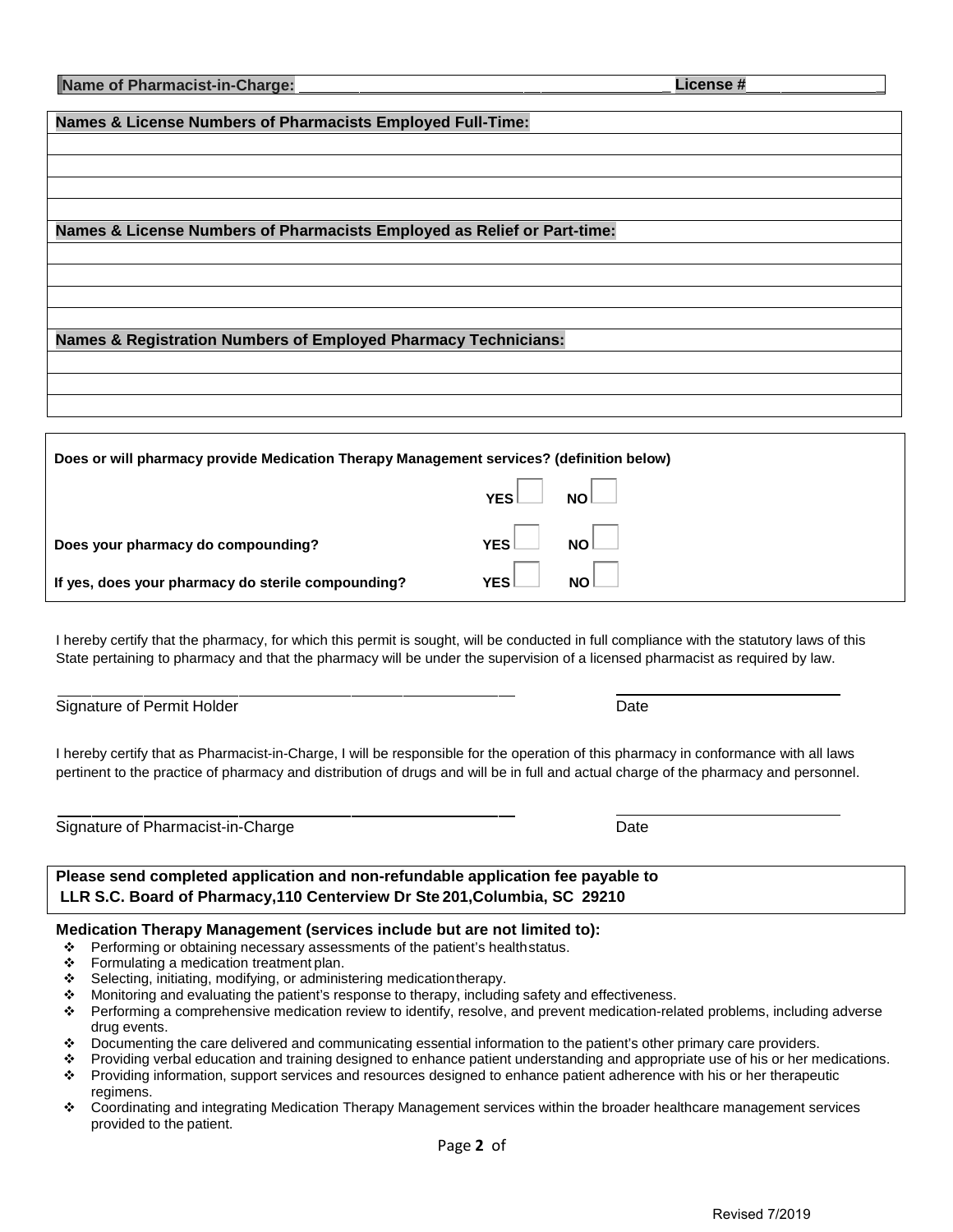**Name of Pharmacist-in-Charge:** ______________________________ **License #** ____________

| **Names & License Numbers of Pharmacists Employed Full-Time:** |
|---|
| |
| |
| |
| |
| **Names & License Numbers of Pharmacists Employed as Relief or Part-time:** |
| |
| |
| |
| |
| **Names & Registration Numbers of Employed Pharmacy Technicians:** |
| |
| |
| |

**Does or will pharmacy provide Medication Therapy Management services? (definition below)**

**YES** ☐ **NO** ☐

**Does your pharmacy do compounding?** **YES** ☐ **NO** ☐

**If yes, does your pharmacy do sterile compounding?** **YES** ☐ **NO** ☐

I hereby certify that the pharmacy, for which this permit is sought, will be conducted in full compliance with the statutory laws of this State pertaining to pharmacy and that the pharmacy will be under the supervision of a licensed pharmacist as required by law.

______________________________ ______________________

Signature of Permit Holder Date

I hereby certify that as Pharmacist-in-Charge, I will be responsible for the operation of this pharmacy in conformance with all laws pertinent to the practice of pharmacy and distribution of drugs and will be in full and actual charge of the pharmacy and personnel.

______________________________ ______________________

Signature of Pharmacist-in-Charge Date

**Please send completed application and non-refundable application fee payable to LLR S.C. Board of Pharmacy,110 Centerview Dr Ste 201,Columbia, SC 29210**

**Medication Therapy Management (services include but are not limited to):**

- Performing or obtaining necessary assessments of the patient's health status.
- Formulating a medication treatment plan.
- Selecting, initiating, modifying, or administering medication therapy.
- Monitoring and evaluating the patient's response to therapy, including safety and effectiveness.
- Performing a comprehensive medication review to identify, resolve, and prevent medication-related problems, including adverse drug events.
- Documenting the care delivered and communicating essential information to the patient's other primary care providers.
- Providing verbal education and training designed to enhance patient understanding and appropriate use of his or her medications.
- Providing information, support services and resources designed to enhance patient adherence with his or her therapeutic regimens.
- Coordinating and integrating Medication Therapy Management services within the broader healthcare management services provided to the patient.

Revised 7/2019